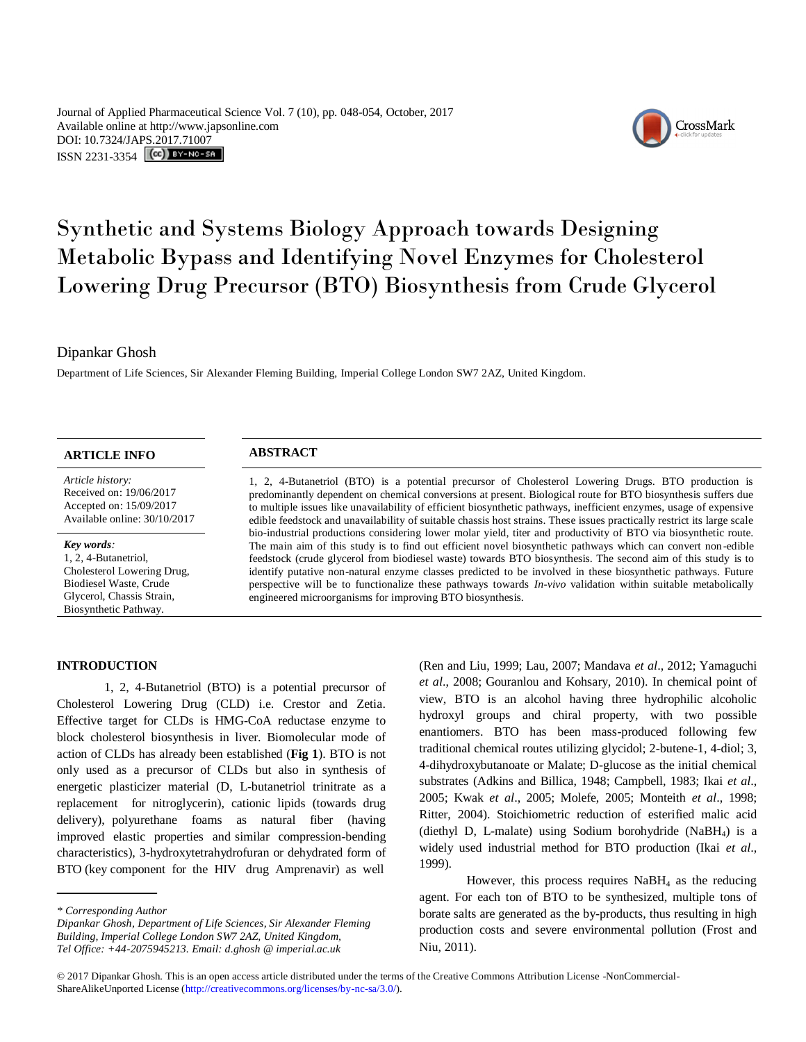Journal of Applied Pharmaceutical Science Vol. 7 (10), pp. 048-054, October, 2017
Available online at http://www.japsonline.com
DOI: 10.7324/JAPS.2017.71007
ISSN 2231-3354

# Synthetic and Systems Biology Approach towards Designing Metabolic Bypass and Identifying Novel Enzymes for Cholesterol Lowering Drug Precursor (BTO) Biosynthesis from Crude Glycerol

Dipankar Ghosh

Department of Life Sciences, Sir Alexander Fleming Building, Imperial College London SW7 2AZ, United Kingdom.

## ARTICLE INFO

*Article history:*
Received on: 19/06/2017
Accepted on: 15/09/2017
Available online: 30/10/2017

***Key words:***
1, 2, 4-Butanetriol, Cholesterol Lowering Drug, Biodiesel Waste, Crude Glycerol, Chassis Strain, Biosynthetic Pathway.

## ABSTRACT

1, 2, 4-Butanetriol (BTO) is a potential precursor of Cholesterol Lowering Drugs. BTO production is predominantly dependent on chemical conversions at present. Biological route for BTO biosynthesis suffers due to multiple issues like unavailability of efficient biosynthetic pathways, inefficient enzymes, usage of expensive edible feedstock and unavailability of suitable chassis host strains. These issues practically restrict its large scale bio-industrial productions considering lower molar yield, titer and productivity of BTO via biosynthetic route. The main aim of this study is to find out efficient novel biosynthetic pathways which can convert non-edible feedstock (crude glycerol from biodiesel waste) towards BTO biosynthesis. The second aim of this study is to identify putative non-natural enzyme classes predicted to be involved in these biosynthetic pathways. Future perspective will be to functionalize these pathways towards *In-vivo* validation within suitable metabolically engineered microorganisms for improving BTO biosynthesis.

## INTRODUCTION

1, 2, 4-Butanetriol (BTO) is a potential precursor of Cholesterol Lowering Drug (CLD) i.e. Crestor and Zetia. Effective target for CLDs is HMG-CoA reductase enzyme to block cholesterol biosynthesis in liver. Biomolecular mode of action of CLDs has already been established (**Fig 1**). BTO is not only used as a precursor of CLDs but also in synthesis of energetic plasticizer material (D, L-butanetriol trinitrate as a replacement for nitroglycerin), cationic lipids (towards drug delivery), polyurethane foams as natural fiber (having improved elastic properties and similar compression-bending characteristics), 3-hydroxytetrahydrofuran or dehydrated form of BTO (key component for the HIV drug Amprenavir) as well (Ren and Liu, 1999; Lau, 2007; Mandava *et al*., 2012; Yamaguchi *et al*., 2008; Gouranlou and Kohsary, 2010). In chemical point of view, BTO is an alcohol having three hydrophilic alcoholic hydroxyl groups and chiral property, with two possible enantiomers. BTO has been mass-produced following few traditional chemical routes utilizing glycidol; 2-butene-1, 4-diol; 3, 4-dihydroxybutanoate or Malate; D-glucose as the initial chemical substrates (Adkins and Billica, 1948; Campbell, 1983; Ikai *et al*., 2005; Kwak *et al*., 2005; Molefe, 2005; Monteith *et al*., 1998; Ritter, 2004). Stoichiometric reduction of esterified malic acid (diethyl D, L-malate) using Sodium borohydride ($NaBH_4$) is a widely used industrial method for BTO production (Ikai *et al*., 1999).

However, this process requires $NaBH_4$ as the reducing agent. For each ton of BTO to be synthesized, multiple tons of borate salts are generated as the by-products, thus resulting in high production costs and severe environmental pollution (Frost and Niu, 2011).

---

*\* Corresponding Author*
*Dipankar Ghosh, Department of Life Sciences, Sir Alexander Fleming Building, Imperial College London SW7 2AZ, United Kingdom, Tel Office: +44-2075945213. Email: d.ghosh @ imperial.ac.uk*

© 2017 Dipankar Ghosh. This is an open access article distributed under the terms of the Creative Commons Attribution License -NonCommercial-ShareAlikeUnported License (http://creativecommons.org/licenses/by-nc-sa/3.0/).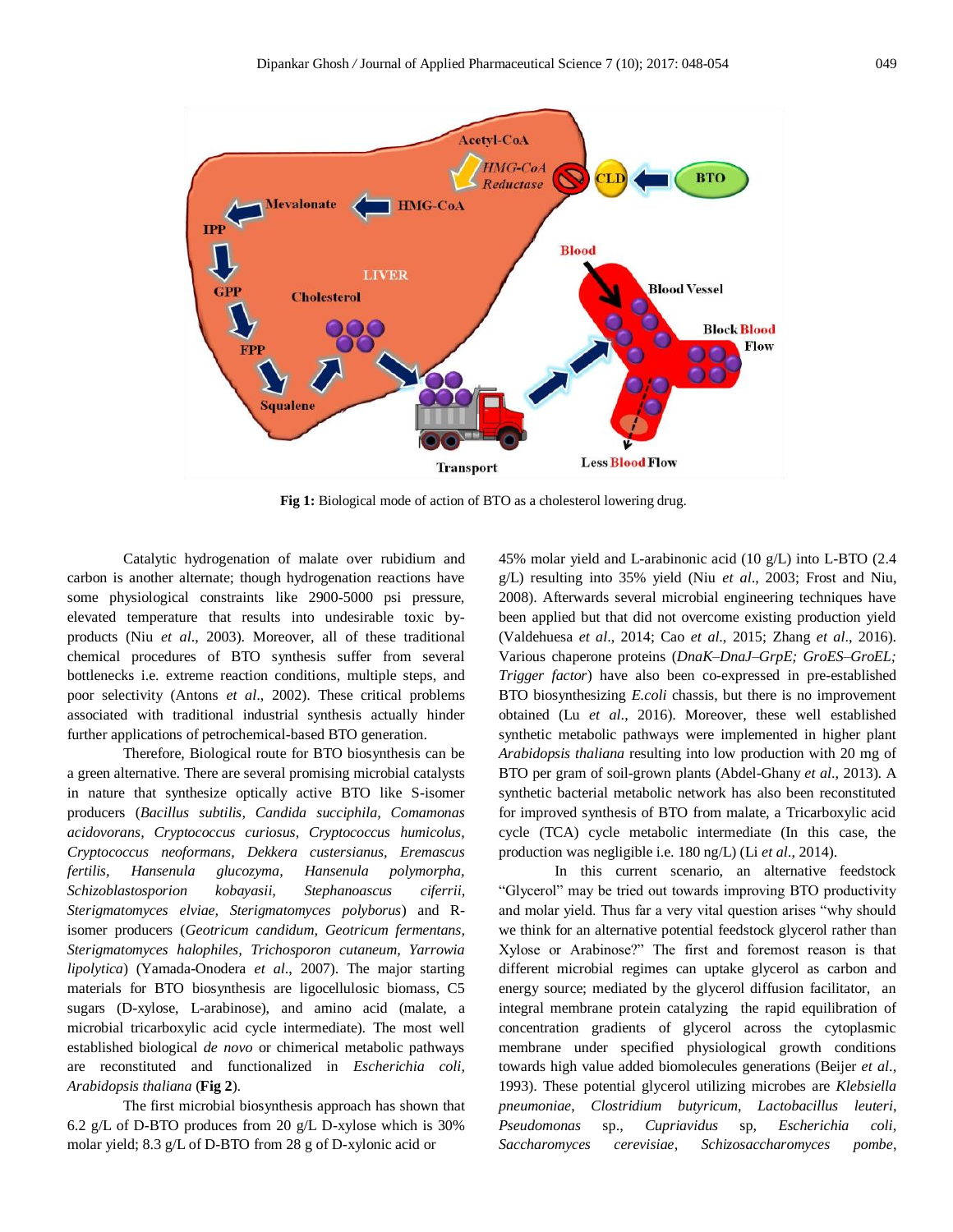Fig 1: Biological mode of action of BTO as a cholesterol lowering drug.

Catalytic hydrogenation of malate over rubidium and carbon is another alternate; though hydrogenation reactions have some physiological constraints like 2900-5000 psi pressure, elevated temperature that results into undesirable toxic by-products (Niu *et al*., 2003). Moreover, all of these traditional chemical procedures of BTO synthesis suffer from several bottlenecks i.e. extreme reaction conditions, multiple steps, and poor selectivity (Antons *et al*., 2002). These critical problems associated with traditional industrial synthesis actually hinder further applications of petrochemical-based BTO generation.

Therefore, Biological route for BTO biosynthesis can be a green alternative. There are several promising microbial catalysts in nature that synthesize optically active BTO like S-isomer producers (*Bacillus subtilis, Candida succiphila, Comamonas acidovorans, Cryptococcus curiosus, Cryptococcus humicolus, Cryptococcus neoformans, Dekkera custersianus, Eremascus fertilis, Hansenula glucozyma, Hansenula polymorpha, Schizoblastosporion kobayasii, Stephanoascus ciferrii, Sterigmatomyces elviae, Sterigmatomyces polyborus*) and R-isomer producers (*Geotricum candidum, Geotricum fermentans, Sterigmatomyces halophiles, Trichosporon cutaneum, Yarrowia lipolytica*) (Yamada-Onodera *et al*., 2007). The major starting materials for BTO biosynthesis are ligocellulosic biomass, C5 sugars (D-xylose, L-arabinose), and amino acid (malate, a microbial tricarboxylic acid cycle intermediate). The most well established biological *de novo* or chimerical metabolic pathways are reconstituted and functionalized in *Escherichia coli*, *Arabidopsis thaliana* (**Fig 2**).

The first microbial biosynthesis approach has shown that 6.2 g/L of D-BTO produces from 20 g/L D-xylose which is 30% molar yield; 8.3 g/L of D-BTO from 28 g of D-xylonic acid or 45% molar yield and L-arabinonic acid (10 g/L) into L-BTO (2.4 g/L) resulting into 35% yield (Niu *et al*., 2003; Frost and Niu, 2008). Afterwards several microbial engineering techniques have been applied but that did not overcome existing production yield (Valdehuesa *et al*., 2014; Cao *et al*., 2015; Zhang *et al*., 2016). Various chaperone proteins (*DnaK–DnaJ–GrpE; GroES–GroEL; Trigger factor*) have also been co-expressed in pre-established BTO biosynthesizing *E.coli* chassis, but there is no improvement obtained (Lu *et al*., 2016). Moreover, these well established synthetic metabolic pathways were implemented in higher plant *Arabidopsis thaliana* resulting into low production with 20 mg of BTO per gram of soil-grown plants (Abdel-Ghany *et al*., 2013). A synthetic bacterial metabolic network has also been reconstituted for improved synthesis of BTO from malate, a Tricarboxylic acid cycle (TCA) cycle metabolic intermediate (In this case, the production was negligible i.e. 180 ng/L) (Li *et al*., 2014).

In this current scenario, an alternative feedstock "Glycerol" may be tried out towards improving BTO productivity and molar yield. Thus far a very vital question arises "why should we think for an alternative potential feedstock glycerol rather than Xylose or Arabinose?" The first and foremost reason is that different microbial regimes can uptake glycerol as carbon and energy source; mediated by the glycerol diffusion facilitator, an integral membrane protein catalyzing the rapid equilibration of concentration gradients of glycerol across the cytoplasmic membrane under specified physiological growth conditions towards high value added biomolecules generations (Beijer *et al*., 1993). These potential glycerol utilizing microbes are *Klebsiella pneumoniae*, *Clostridium butyricum*, *Lactobacillus leuteri*, *Pseudomonas* sp., *Cupriavidus* sp, *Escherichia coli*, *Saccharomyces cerevisiae*, *Schizosaccharomyces pombe*,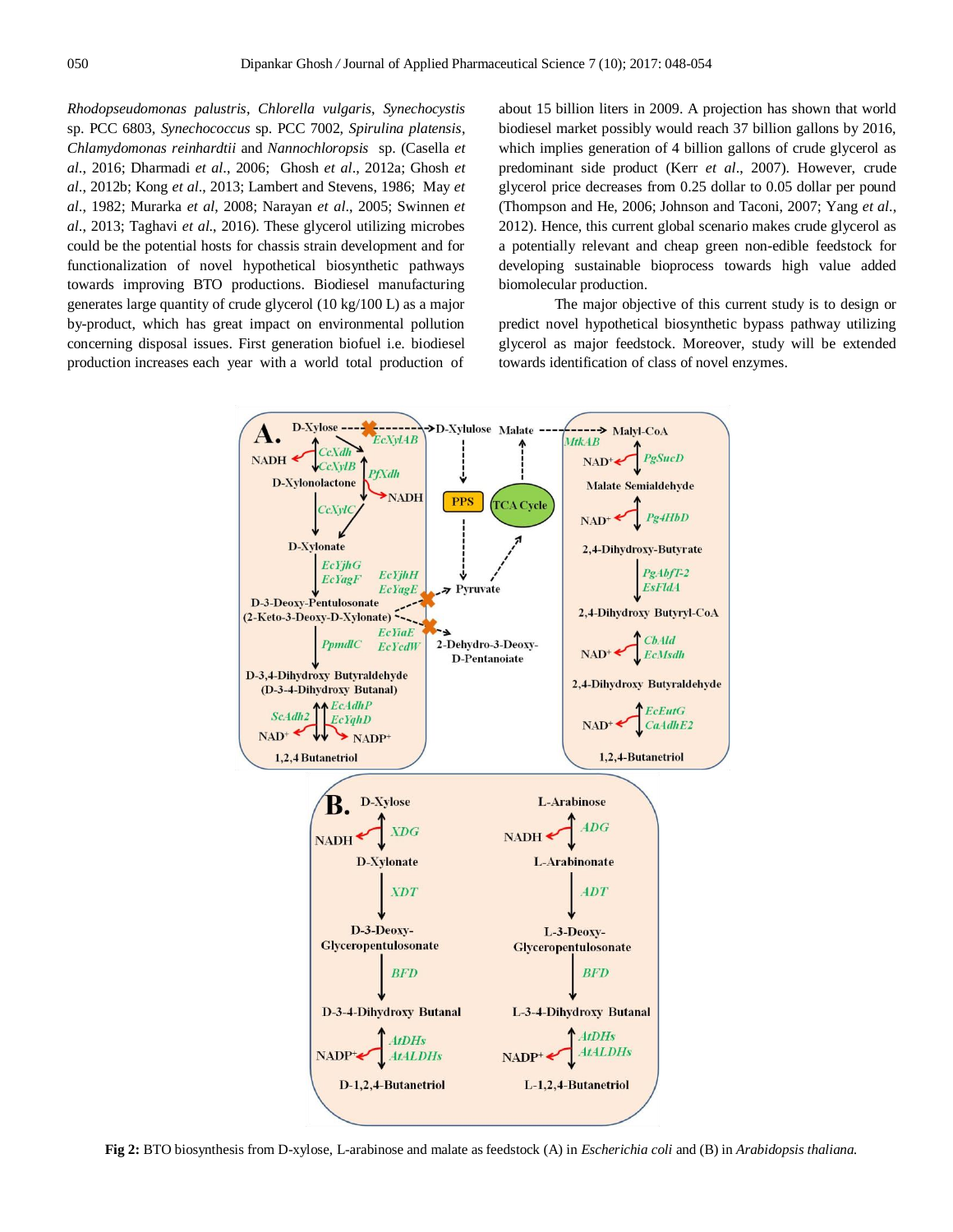*Rhodopseudomonas palustris*, *Chlorella vulgaris*, *Synechocystis* sp. PCC 6803, *Synechococcus* sp. PCC 7002, *Spirulina platensis*, *Chlamydomonas reinhardtii* and *Nannochloropsis* sp. (Casella *et al.*, 2016; Dharmadi *et al.*, 2006; Ghosh *et al.*, 2012a; Ghosh *et al.*, 2012b; Kong *et al.*, 2013; Lambert and Stevens, 1986; May *et al.*, 1982; Murarka *et al*, 2008; Narayan *et al.*, 2005; Swinnen *et al.*, 2013; Taghavi *et al.*, 2016). These glycerol utilizing microbes could be the potential hosts for chassis strain development and for functionalization of novel hypothetical biosynthetic pathways towards improving BTO productions. Biodiesel manufacturing generates large quantity of crude glycerol (10 kg/100 L) as a major by-product, which has great impact on environmental pollution concerning disposal issues. First generation biofuel i.e. biodiesel production increases each year with a world total production of about 15 billion liters in 2009. A projection has shown that world biodiesel market possibly would reach 37 billion gallons by 2016, which implies generation of 4 billion gallons of crude glycerol as predominant side product (Kerr *et al.*, 2007). However, crude glycerol price decreases from 0.25 dollar to 0.05 dollar per pound (Thompson and He, 2006; Johnson and Taconi, 2007; Yang *et al.*, 2012). Hence, this current global scenario makes crude glycerol as a potentially relevant and cheap green non-edible feedstock for developing sustainable bioprocess towards high value added biomolecular production.

The major objective of this current study is to design or predict novel hypothetical biosynthetic bypass pathway utilizing glycerol as major feedstock. Moreover, study will be extended towards identification of class of novel enzymes.

**Fig 2:** BTO biosynthesis from D-xylose, L-arabinose and malate as feedstock (A) in *Escherichia coli* and (B) in *Arabidopsis thaliana.*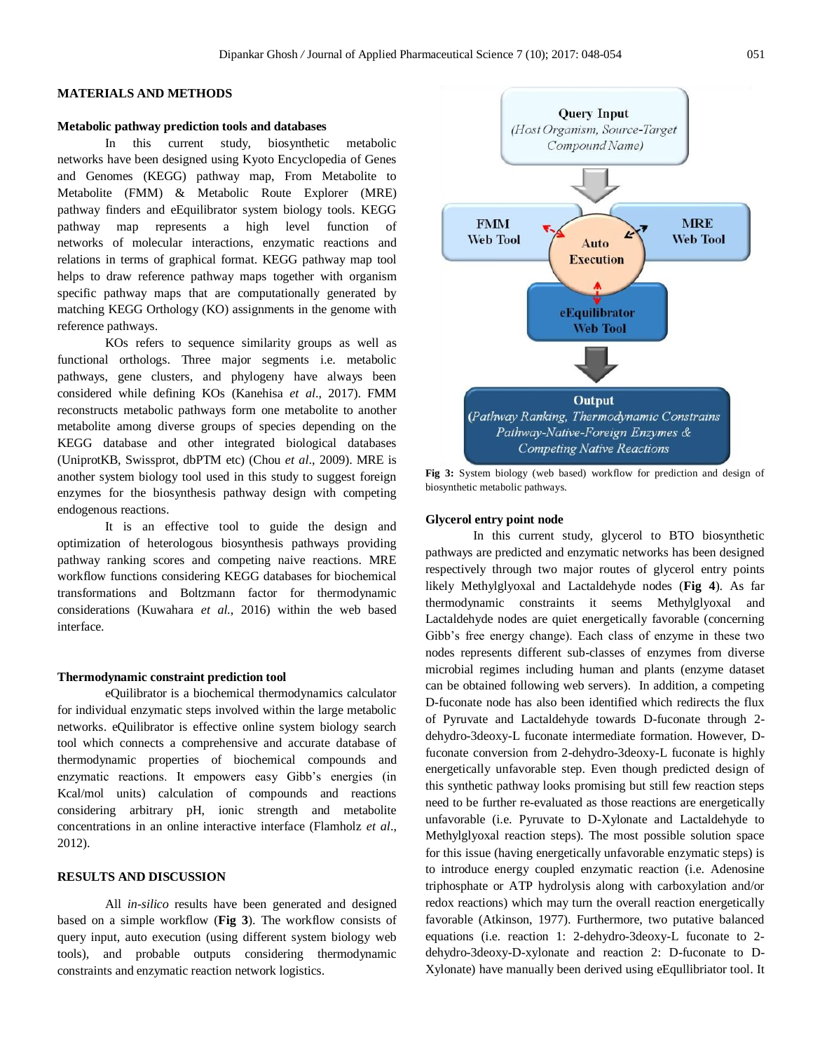## MATERIALS AND METHODS

### Metabolic pathway prediction tools and databases

In this current study, biosynthetic metabolic networks have been designed using Kyoto Encyclopedia of Genes and Genomes (KEGG) pathway map, From Metabolite to Metabolite (FMM) & Metabolic Route Explorer (MRE) pathway finders and eEquilibrator system biology tools. KEGG pathway map represents a high level function of networks of molecular interactions, enzymatic reactions and relations in terms of graphical format. KEGG pathway map tool helps to draw reference pathway maps together with organism specific pathway maps that are computationally generated by matching KEGG Orthology (KO) assignments in the genome with reference pathways.

KOs refers to sequence similarity groups as well as functional orthologs. Three major segments i.e. metabolic pathways, gene clusters, and phylogeny have always been considered while defining KOs (Kanehisa *et al*., 2017). FMM reconstructs metabolic pathways form one metabolite to another metabolite among diverse groups of species depending on the KEGG database and other integrated biological databases (UniprotKB, Swissprot, dbPTM etc) (Chou *et al*., 2009). MRE is another system biology tool used in this study to suggest foreign enzymes for the biosynthesis pathway design with competing endogenous reactions.

It is an effective tool to guide the design and optimization of heterologous biosynthesis pathways providing pathway ranking scores and competing naive reactions. MRE workflow functions considering KEGG databases for biochemical transformations and Boltzmann factor for thermodynamic considerations (Kuwahara *et al.*, 2016) within the web based interface.

### Thermodynamic constraint prediction tool

eQuilibrator is a biochemical thermodynamics calculator for individual enzymatic steps involved within the large metabolic networks. eQuilibrator is effective online system biology search tool which connects a comprehensive and accurate database of thermodynamic properties of biochemical compounds and enzymatic reactions. It empowers easy Gibb's energies (in Kcal/mol units) calculation of compounds and reactions considering arbitrary pH, ionic strength and metabolite concentrations in an online interactive interface (Flamholz *et al*., 2012).

## RESULTS AND DISCUSSION

All *in-silico* results have been generated and designed based on a simple workflow (**Fig 3**). The workflow consists of query input, auto execution (using different system biology web tools), and probable outputs considering thermodynamic constraints and enzymatic reaction network logistics.

**Fig 3:** System biology (web based) workflow for prediction and design of biosynthetic metabolic pathways.

### Glycerol entry point node

In this current study, glycerol to BTO biosynthetic pathways are predicted and enzymatic networks has been designed respectively through two major routes of glycerol entry points likely Methylglyoxal and Lactaldehyde nodes (**Fig 4**). As far thermodynamic constraints it seems Methylglyoxal and Lactaldehyde nodes are quiet energetically favorable (concerning Gibb's free energy change). Each class of enzyme in these two nodes represents different sub-classes of enzymes from diverse microbial regimes including human and plants (enzyme dataset can be obtained following web servers). In addition, a competing D-fuconate node has also been identified which redirects the flux of Pyruvate and Lactaldehyde towards D-fuconate through 2-dehydro-3deoxy-L fuconate intermediate formation. However, D-fuconate conversion from 2-dehydro-3deoxy-L fuconate is highly energetically unfavorable step. Even though predicted design of this synthetic pathway looks promising but still few reaction steps need to be further re-evaluated as those reactions are energetically unfavorable (i.e. Pyruvate to D-Xylonate and Lactaldehyde to Methylglyoxal reaction steps). The most possible solution space for this issue (having energetically unfavorable enzymatic steps) is to introduce energy coupled enzymatic reaction (i.e. Adenosine triphosphate or ATP hydrolysis along with carboxylation and/or redox reactions) which may turn the overall reaction energetically favorable (Atkinson, 1977). Furthermore, two putative balanced equations (i.e. reaction 1: 2-dehydro-3deoxy-L fuconate to 2-dehydro-3deoxy-D-xylonate and reaction 2: D-fuconate to D-Xylonate) have manually been derived using eEqullibriator tool. It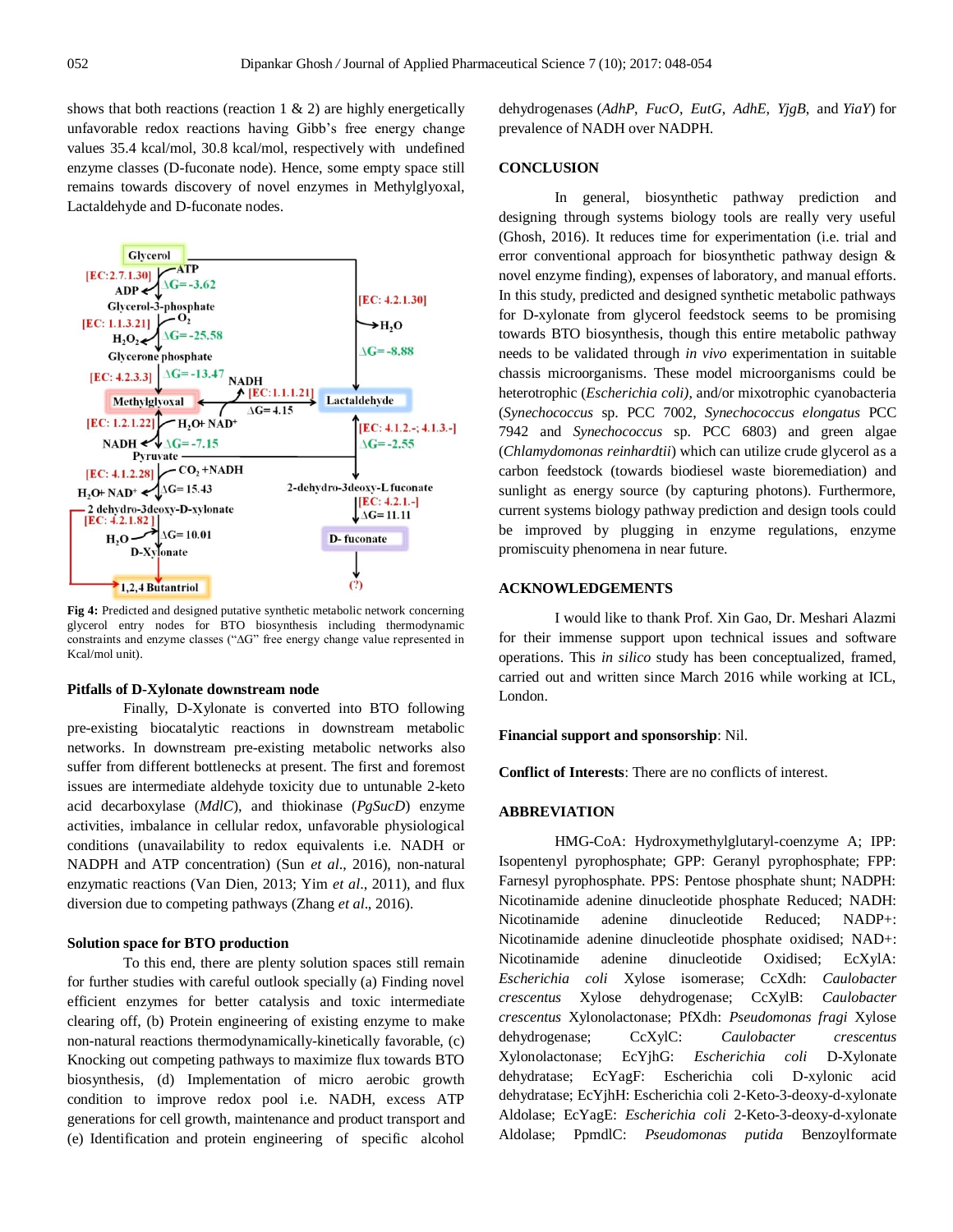shows that both reactions (reaction 1 & 2) are highly energetically unfavorable redox reactions having Gibb's free energy change values 35.4 kcal/mol, 30.8 kcal/mol, respectively with undefined enzyme classes (D-fuconate node). Hence, some empty space still remains towards discovery of novel enzymes in Methylglyoxal, Lactaldehyde and D-fuconate nodes.

Fig 4: Predicted and designed putative synthetic metabolic network concerning glycerol entry nodes for BTO biosynthesis including thermodynamic constraints and enzyme classes ("ΔG" free energy change value represented in Kcal/mol unit).

**Pitfalls of D-Xylonate downstream node**

Finally, D-Xylonate is converted into BTO following pre-existing biocatalytic reactions in downstream metabolic networks. In downstream pre-existing metabolic networks also suffer from different bottlenecks at present. The first and foremost issues are intermediate aldehyde toxicity due to untunable 2-keto acid decarboxylase (*MdlC*), and thiokinase (*PgSucD*) enzyme activities, imbalance in cellular redox, unfavorable physiological conditions (unavailability to redox equivalents i.e. NADH or NADPH and ATP concentration) (Sun *et al*., 2016), non-natural enzymatic reactions (Van Dien, 2013; Yim *et al*., 2011), and flux diversion due to competing pathways (Zhang *et al*., 2016).

**Solution space for BTO production**

To this end, there are plenty solution spaces still remain for further studies with careful outlook specially (a) Finding novel efficient enzymes for better catalysis and toxic intermediate clearing off, (b) Protein engineering of existing enzyme to make non-natural reactions thermodynamically-kinetically favorable, (c) Knocking out competing pathways to maximize flux towards BTO biosynthesis, (d) Implementation of micro aerobic growth condition to improve redox pool i.e. NADH, excess ATP generations for cell growth, maintenance and product transport and (e) Identification and protein engineering of specific alcohol dehydrogenases (*AdhP*, *FucO*, *EutG*, *AdhE*, *YjgB*, and *YiaY*) for prevalence of NADH over NADPH.

## CONCLUSION

In general, biosynthetic pathway prediction and designing through systems biology tools are really very useful (Ghosh, 2016). It reduces time for experimentation (i.e. trial and error conventional approach for biosynthetic pathway design & novel enzyme finding), expenses of laboratory, and manual efforts. In this study, predicted and designed synthetic metabolic pathways for D-xylonate from glycerol feedstock seems to be promising towards BTO biosynthesis, though this entire metabolic pathway needs to be validated through *in vivo* experimentation in suitable chassis microorganisms. These model microorganisms could be heterotrophic (*Escherichia coli)*, and/or mixotrophic cyanobacteria (*Synechococcus* sp. PCC 7002, *Synechococcus elongatus* PCC 7942 and *Synechococcus* sp. PCC 6803) and green algae (*Chlamydomonas reinhardtii*) which can utilize crude glycerol as a carbon feedstock (towards biodiesel waste bioremediation) and sunlight as energy source (by capturing photons). Furthermore, current systems biology pathway prediction and design tools could be improved by plugging in enzyme regulations, enzyme promiscuity phenomena in near future.

## ACKNOWLEDGEMENTS

I would like to thank Prof. Xin Gao, Dr. Meshari Alazmi for their immense support upon technical issues and software operations. This *in silico* study has been conceptualized, framed, carried out and written since March 2016 while working at ICL, London.

**Financial support and sponsorship**: Nil.

**Conflict of Interests**: There are no conflicts of interest.

## ABBREVIATION

HMG-CoA: Hydroxymethylglutaryl-coenzyme A; IPP: Isopentenyl pyrophosphate; GPP: Geranyl pyrophosphate; FPP: Farnesyl pyrophosphate. PPS: Pentose phosphate shunt; NADPH: Nicotinamide adenine dinucleotide phosphate Reduced; NADH: Nicotinamide adenine dinucleotide Reduced; NADP+: Nicotinamide adenine dinucleotide phosphate oxidised; NAD+: Nicotinamide adenine dinucleotide Oxidised; EcXylA: *Escherichia coli* Xylose isomerase; CcXdh: *Caulobacter crescentus* Xylose dehydrogenase; CcXylB: *Caulobacter crescentus* Xylonolactonase; PfXdh: *Pseudomonas fragi* Xylose dehydrogenase; CcXylC: *Caulobacter crescentus* Xylonolactonase; EcYjhG: *Escherichia coli* D-Xylonate dehydratase; EcYagF: Escherichia coli D-xylonic acid dehydratase; EcYjhH: Escherichia coli 2-Keto-3-deoxy-d-xylonate Aldolase; EcYagE: *Escherichia coli* 2-Keto-3-deoxy-d-xylonate Aldolase; PpmdlC: *Pseudomonas putida* Benzoylformate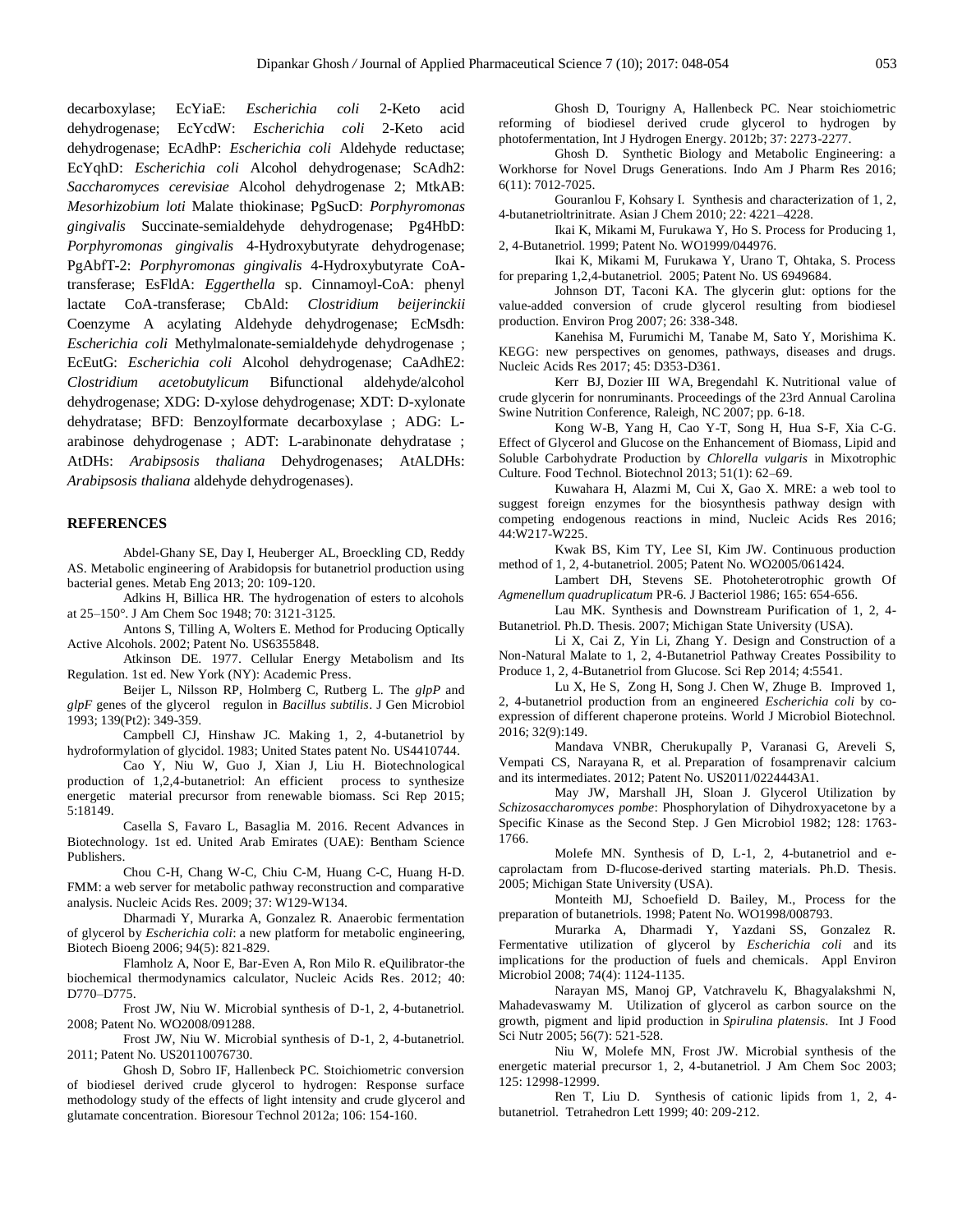decarboxylase; EcYiaE: *Escherichia coli* 2-Keto acid dehydrogenase; EcYcdW: *Escherichia coli* 2-Keto acid dehydrogenase; EcAdhP: *Escherichia coli* Aldehyde reductase; EcYqhD: *Escherichia coli* Alcohol dehydrogenase; ScAdh2: *Saccharomyces cerevisiae* Alcohol dehydrogenase 2; MtkAB: *Mesorhizobium loti* Malate thiokinase; PgSucD: *Porphyromonas gingivalis* Succinate-semialdehyde dehydrogenase; Pg4HbD: *Porphyromonas gingivalis* 4-Hydroxybutyrate dehydrogenase; PgAbfT-2: *Porphyromonas gingivalis* 4-Hydroxybutyrate CoA-transferase; EsFldA: *Eggerthella* sp. Cinnamoyl-CoA: phenyl lactate CoA-transferase; CbAld: *Clostridium beijerinckii* Coenzyme A acylating Aldehyde dehydrogenase; EcMsdh: *Escherichia coli* Methylmalonate-semialdehyde dehydrogenase ; EcEutG: *Escherichia coli* Alcohol dehydrogenase; CaAdhE2: *Clostridium acetobutylicum* Bifunctional aldehyde/alcohol dehydrogenase; XDG: D-xylose dehydrogenase; XDT: D-xylonate dehydratase; BFD: Benzoylformate decarboxylase ; ADG: L-arabinose dehydrogenase ; ADT: L-arabinonate dehydratase ; AtDHs: *Arabipsosis thaliana* Dehydrogenases; AtALDHs: *Arabipsosis thaliana* aldehyde dehydrogenases).

## REFERENCES

Abdel-Ghany SE, Day I, Heuberger AL, Broeckling CD, Reddy AS. Metabolic engineering of Arabidopsis for butanetriol production using bacterial genes. Metab Eng 2013; 20: 109-120.

Adkins H, Billica HR. The hydrogenation of esters to alcohols at 25–150°. J Am Chem Soc 1948; 70: 3121-3125.

Antons S, Tilling A, Wolters E. Method for Producing Optically Active Alcohols. 2002; Patent No. US6355848.

Atkinson DE. 1977. Cellular Energy Metabolism and Its Regulation. 1st ed. New York (NY): Academic Press.

Beijer L, Nilsson RP, Holmberg C, Rutberg L. The *glpP* and *glpF* genes of the glycerol regulon in *Bacillus subtilis*. J Gen Microbiol 1993; 139(Pt2): 349-359.

Campbell CJ, Hinshaw JC. Making 1, 2, 4-butanetriol by hydroformylation of glycidol. 1983; United States patent No. US4410744.

Cao Y, Niu W, Guo J, Xian J, Liu H. Biotechnological production of 1,2,4-butanetriol: An efficient process to synthesize energetic material precursor from renewable biomass. Sci Rep 2015; 5:18149.

Casella S, Favaro L, Basaglia M. 2016. Recent Advances in Biotechnology. 1st ed. United Arab Emirates (UAE): Bentham Science Publishers.

Chou C-H, Chang W-C, Chiu C-M, Huang C-C, Huang H-D. FMM: a web server for metabolic pathway reconstruction and comparative analysis. Nucleic Acids Res. 2009; 37: W129-W134.

Dharmadi Y, Murarka A, Gonzalez R. Anaerobic fermentation of glycerol by *Escherichia coli*: a new platform for metabolic engineering, Biotech Bioeng 2006; 94(5): 821-829.

Flamholz A, Noor E, Bar-Even A, Ron Milo R. eQuilibrator-the biochemical thermodynamics calculator, Nucleic Acids Res. 2012; 40: D770–D775.

Frost JW, Niu W. Microbial synthesis of D-1, 2, 4-butanetriol. 2008; Patent No. WO2008/091288.

Frost JW, Niu W. Microbial synthesis of D-1, 2, 4-butanetriol. 2011; Patent No. US20110076730.

Ghosh D, Sobro IF, Hallenbeck PC. Stoichiometric conversion of biodiesel derived crude glycerol to hydrogen: Response surface methodology study of the effects of light intensity and crude glycerol and glutamate concentration. Bioresour Technol 2012a; 106: 154-160.

Ghosh D, Tourigny A, Hallenbeck PC. Near stoichiometric reforming of biodiesel derived crude glycerol to hydrogen by photofermentation, Int J Hydrogen Energy. 2012b; 37: 2273-2277.

Ghosh D. Synthetic Biology and Metabolic Engineering: a Workhorse for Novel Drugs Generations. Indo Am J Pharm Res 2016; 6(11): 7012-7025.

Gouranlou F, Kohsary I. Synthesis and characterization of 1, 2, 4-butanetrioltrinitrate. Asian J Chem 2010; 22: 4221–4228.

Ikai K, Mikami M, Furukawa Y, Ho S. Process for Producing 1, 2, 4-Butanetriol. 1999; Patent No. WO1999/044976.

Ikai K, Mikami M, Furukawa Y, Urano T, Ohtaka, S. Process for preparing 1,2,4-butanetriol. 2005; Patent No. US 6949684.

Johnson DT, Taconi KA. The glycerin glut: options for the value-added conversion of crude glycerol resulting from biodiesel production. Environ Prog 2007; 26: 338-348.

Kanehisa M, Furumichi M, Tanabe M, Sato Y, Morishima K. KEGG: new perspectives on genomes, pathways, diseases and drugs. Nucleic Acids Res 2017; 45: D353-D361.

Kerr BJ, Dozier III WA, Bregendahl K. Nutritional value of crude glycerin for nonruminants. Proceedings of the 23rd Annual Carolina Swine Nutrition Conference, Raleigh, NC 2007; pp. 6-18.

Kong W-B, Yang H, Cao Y-T, Song H, Hua S-F, Xia C-G. Effect of Glycerol and Glucose on the Enhancement of Biomass, Lipid and Soluble Carbohydrate Production by *Chlorella vulgaris* in Mixotrophic Culture. Food Technol. Biotechnol 2013; 51(1): 62–69.

Kuwahara H, Alazmi M, Cui X, Gao X. MRE: a web tool to suggest foreign enzymes for the biosynthesis pathway design with competing endogenous reactions in mind, Nucleic Acids Res 2016; 44:W217-W225.

Kwak BS, Kim TY, Lee SI, Kim JW. Continuous production method of 1, 2, 4-butanetriol. 2005; Patent No. WO2005/061424.

Lambert DH, Stevens SE. Photoheterotrophic growth Of *Agmenellum quadruplicatum* PR-6. J Bacteriol 1986; 165: 654-656.

Lau MK. Synthesis and Downstream Purification of 1, 2, 4-Butanetriol. Ph.D. Thesis. 2007; Michigan State University (USA).

Li X, Cai Z, Yin Li, Zhang Y. Design and Construction of a Non-Natural Malate to 1, 2, 4-Butanetriol Pathway Creates Possibility to Produce 1, 2, 4-Butanetriol from Glucose. Sci Rep 2014; 4:5541.

Lu X, He S, Zong H, Song J. Chen W, Zhuge B. Improved 1, 2, 4-butanetriol production from an engineered *Escherichia coli* by co-expression of different chaperone proteins. World J Microbiol Biotechnol. 2016; 32(9):149.

Mandava VNBR, Cherukupally P, Varanasi G, Areveli S, Vempati CS, Narayana R, et al. Preparation of fosamprenavir calcium and its intermediates. 2012; Patent No. US2011/0224443A1.

May JW, Marshall JH, Sloan J. Glycerol Utilization by *Schizosaccharomyces pombe*: Phosphorylation of Dihydroxyacetone by a Specific Kinase as the Second Step. J Gen Microbiol 1982; 128: 1763-1766.

Molefe MN. Synthesis of D, L-1, 2, 4-butanetriol and e-caprolactam from D-flucose-derived starting materials. Ph.D. Thesis. 2005; Michigan State University (USA).

Monteith MJ, Schoefield D. Bailey, M., Process for the preparation of butanetriols. 1998; Patent No. WO1998/008793.

Murarka A, Dharmadi Y, Yazdani SS, Gonzalez R. Fermentative utilization of glycerol by *Escherichia coli* and its implications for the production of fuels and chemicals. Appl Environ Microbiol 2008; 74(4): 1124-1135.

Narayan MS, Manoj GP, Vatchravelu K, Bhagyalakshmi N, Mahadevaswamy M. Utilization of glycerol as carbon source on the growth, pigment and lipid production in *Spirulina platensis*. Int J Food Sci Nutr 2005; 56(7): 521-528.

Niu W, Molefe MN, Frost JW. Microbial synthesis of the energetic material precursor 1, 2, 4-butanetriol. J Am Chem Soc 2003; 125: 12998-12999.

Ren T, Liu D. Synthesis of cationic lipids from 1, 2, 4-butanetriol. Tetrahedron Lett 1999; 40: 209-212.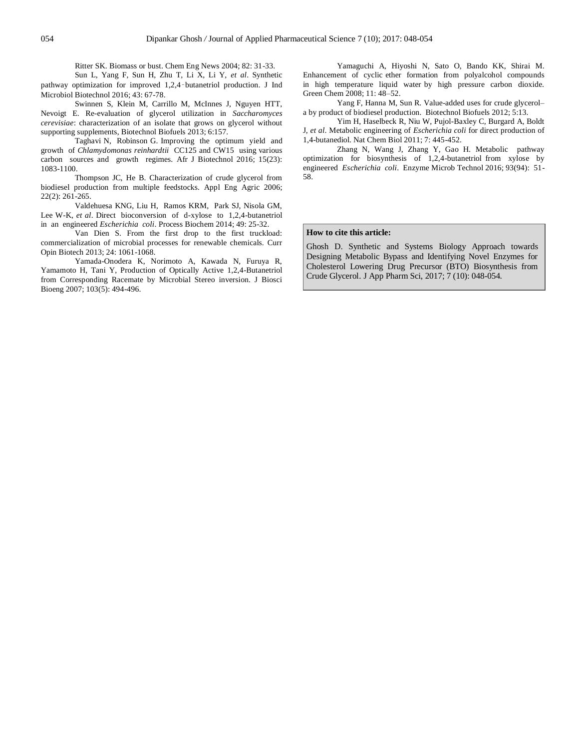Ritter SK. Biomass or bust. Chem Eng News 2004; 82: 31-33.

Sun L, Yang F, Sun H, Zhu T, Li X, Li Y, *et al*. Synthetic pathway optimization for improved 1,2,4‑butanetriol production. J Ind Microbiol Biotechnol 2016; 43: 67-78.

Swinnen S, Klein M, Carrillo M, McInnes J, Nguyen HTT, Nevoigt E. Re-evaluation of glycerol utilization in *Saccharomyces cerevisiae*: characterization of an isolate that grows on glycerol without supporting supplements, Biotechnol Biofuels 2013; 6:157.

Taghavi N, Robinson G. Improving the optimum yield and growth of *Chlamydomonas reinhardtii* CC125 and CW15 using various carbon sources and growth regimes. Afr J Biotechnol 2016; 15(23): 1083-1100.

Thompson JC, He B. Characterization of crude glycerol from biodiesel production from multiple feedstocks. Appl Eng Agric 2006; 22(2): 261-265.

Valdehuesa KNG, Liu H, Ramos KRM, Park SJ, Nisola GM, Lee W-K, *et al*. Direct bioconversion of d-xylose to 1,2,4-butanetriol in an engineered *Escherichia coli*. Process Biochem 2014; 49: 25-32.

Van Dien S. From the first drop to the first truckload: commercialization of microbial processes for renewable chemicals. Curr Opin Biotech 2013; 24: 1061-1068.

Yamada-Onodera K, Norimoto A, Kawada N, Furuya R, Yamamoto H, Tani Y, Production of Optically Active 1,2,4-Butanetriol from Corresponding Racemate by Microbial Stereo inversion. J Biosci Bioeng 2007; 103(5): 494-496.

Yamaguchi A, Hiyoshi N, Sato O, Bando KK, Shirai M. Enhancement of cyclic ether formation from polyalcohol compounds in high temperature liquid water by high pressure carbon dioxide. Green Chem 2008; 11: 48–52.

Yang F, Hanna M, Sun R. Value-added uses for crude glycerol– a by product of biodiesel production. Biotechnol Biofuels 2012; 5:13.

Yim H, Haselbeck R, Niu W, Pujol-Baxley C, Burgard A, Boldt J, *et al*. Metabolic engineering of *Escherichia coli* for direct production of 1,4-butanediol. Nat Chem Biol 2011; 7: 445-452.

Zhang N, Wang J, Zhang Y, Gao H. Metabolic pathway optimization for biosynthesis of 1,2,4-butanetriol from xylose by engineered *Escherichia coli*. Enzyme Microb Technol 2016; 93(94): 51-58.

**How to cite this article:**

Ghosh D. Synthetic and Systems Biology Approach towards Designing Metabolic Bypass and Identifying Novel Enzymes for Cholesterol Lowering Drug Precursor (BTO) Biosynthesis from Crude Glycerol. J App Pharm Sci, 2017; 7 (10): 048-054.